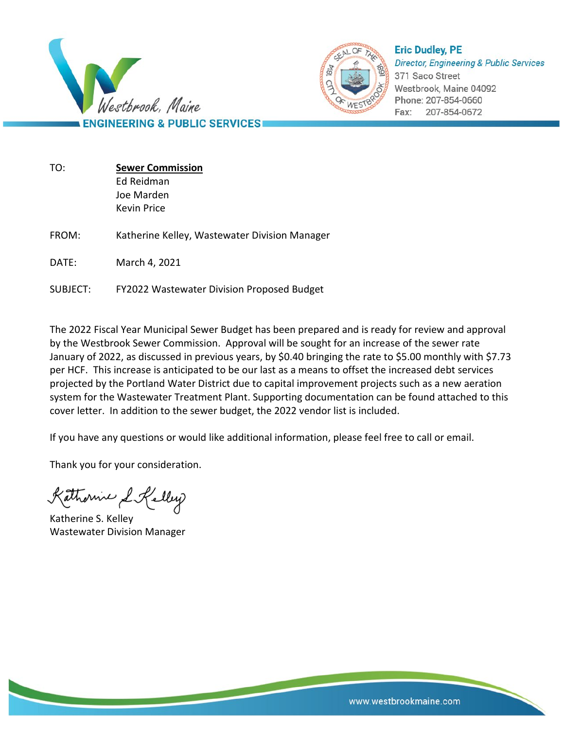Westbrook, Maine

**ENGINEERING & PUBLIC SERVICES**

**Eric Dudley, PE**
*Director, Engineering & Public Services*
371 Saco Street
Westbrook, Maine 04092
Phone: 207-854-0660
Fax: 207-854-0672

TO: **Sewer Commission**
Ed Reidman
Joe Marden
Kevin Price

FROM: Katherine Kelley, Wastewater Division Manager

DATE: March 4, 2021

SUBJECT: FY2022 Wastewater Division Proposed Budget

The 2022 Fiscal Year Municipal Sewer Budget has been prepared and is ready for review and approval by the Westbrook Sewer Commission. Approval will be sought for an increase of the sewer rate January of 2022, as discussed in previous years, by $0.40 bringing the rate to $5.00 monthly with $7.73 per HCF. This increase is anticipated to be our last as a means to offset the increased debt services projected by the Portland Water District due to capital improvement projects such as a new aeration system for the Wastewater Treatment Plant. Supporting documentation can be found attached to this cover letter. In addition to the sewer budget, the 2022 vendor list is included.

If you have any questions or would like additional information, please feel free to call or email.

Thank you for your consideration.

Katherine S. Kelley
Wastewater Division Manager

www.westbrookmaine.com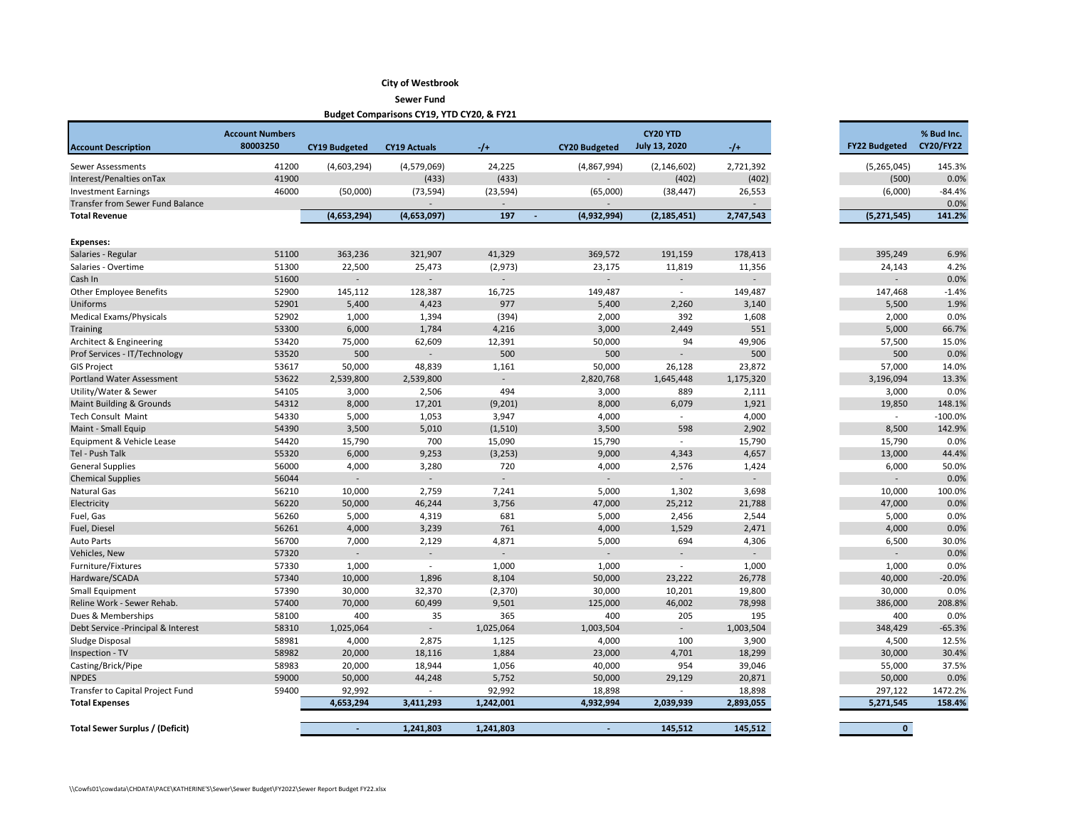**City of Westbrook**

**Sewer Fund**

**Budget Comparisons CY19, YTD CY20, & FY21**

| Account Description | Account Numbers 80003250 | CY19 Budgeted | CY19 Actuals | -/+ | CY20 Budgeted | CY20 YTD July 13, 2020 | -/+ | FY22 Budgeted | % Bud Inc. CY20/FY22 |
|---|---|---|---|---|---|---|---|---|---|
| Sewer Assessments | 41200 | (4,603,294) | (4,579,069) | 24,225 | (4,867,994) | (2,146,602) | 2,721,392 | (5,265,045) | 145.3% |
| Interest/Penalties onTax | 41900 | | (433) | (433) | - | (402) | (402) | (500) | 0.0% |
| Investment Earnings | 46000 | (50,000) | (73,594) | (23,594) | (65,000) | (38,447) | 26,553 | (6,000) | -84.4% |
| Transfer from Sewer Fund Balance | | | - | - | | - | - | | 0.0% |
| **Total Revenue** | | **(4,653,294)** | **(4,653,097)** | **197** | **(4,932,994)** | **(2,185,451)** | **2,747,543** | **(5,271,545)** | **141.2%** |
| | | | | | | | | | |
| **Expenses:** | | | | | | | | | |
| Salaries - Regular | 51100 | 363,236 | 321,907 | 41,329 | 369,572 | 191,159 | 178,413 | 395,249 | 6.9% |
| Salaries - Overtime | 51300 | 22,500 | 25,473 | (2,973) | 23,175 | 11,819 | 11,356 | 24,143 | 4.2% |
| Cash In | 51600 | - | - | - | - | - | - | - | 0.0% |
| Other Employee Benefits | 52900 | 145,112 | 128,387 | 16,725 | 149,487 | - | 149,487 | 147,468 | -1.4% |
| Uniforms | 52901 | 5,400 | 4,423 | 977 | 5,400 | 2,260 | 3,140 | 5,500 | 1.9% |
| Medical Exams/Physicals | 52902 | 1,000 | 1,394 | (394) | 2,000 | 392 | 1,608 | 2,000 | 0.0% |
| Training | 53300 | 6,000 | 1,784 | 4,216 | 3,000 | 2,449 | 551 | 5,000 | 66.7% |
| Architect & Engineering | 53420 | 75,000 | 62,609 | 12,391 | 50,000 | 94 | 49,906 | 57,500 | 15.0% |
| Prof Services - IT/Technology | 53520 | 500 | - | 500 | 500 | - | 500 | 500 | 0.0% |
| GIS Project | 53617 | 50,000 | 48,839 | 1,161 | 50,000 | 26,128 | 23,872 | 57,000 | 14.0% |
| Portland Water Assessment | 53622 | 2,539,800 | 2,539,800 | - | 2,820,768 | 1,645,448 | 1,175,320 | 3,196,094 | 13.3% |
| Utility/Water & Sewer | 54105 | 3,000 | 2,506 | 494 | 3,000 | 889 | 2,111 | 3,000 | 0.0% |
| Maint Building & Grounds | 54312 | 8,000 | 17,201 | (9,201) | 8,000 | 6,079 | 1,921 | 19,850 | 148.1% |
| Tech Consult Maint | 54330 | 5,000 | 1,053 | 3,947 | 4,000 | - | 4,000 | - | -100.0% |
| Maint - Small Equip | 54390 | 3,500 | 5,010 | (1,510) | 3,500 | 598 | 2,902 | 8,500 | 142.9% |
| Equipment & Vehicle Lease | 54420 | 15,790 | 700 | 15,090 | 15,790 | - | 15,790 | 15,790 | 0.0% |
| Tel - Push Talk | 55320 | 6,000 | 9,253 | (3,253) | 9,000 | 4,343 | 4,657 | 13,000 | 44.4% |
| General Supplies | 56000 | 4,000 | 3,280 | 720 | 4,000 | 2,576 | 1,424 | 6,000 | 50.0% |
| Chemical Supplies | 56044 | - | - | - | - | - | - | - | 0.0% |
| Natural Gas | 56210 | 10,000 | 2,759 | 7,241 | 5,000 | 1,302 | 3,698 | 10,000 | 100.0% |
| Electricity | 56220 | 50,000 | 46,244 | 3,756 | 47,000 | 25,212 | 21,788 | 47,000 | 0.0% |
| Fuel, Gas | 56260 | 5,000 | 4,319 | 681 | 5,000 | 2,456 | 2,544 | 5,000 | 0.0% |
| Fuel, Diesel | 56261 | 4,000 | 3,239 | 761 | 4,000 | 1,529 | 2,471 | 4,000 | 0.0% |
| Auto Parts | 56700 | 7,000 | 2,129 | 4,871 | 5,000 | 694 | 4,306 | 6,500 | 30.0% |
| Vehicles, New | 57320 | - | - | - | - | - | - | - | 0.0% |
| Furniture/Fixtures | 57330 | 1,000 | - | 1,000 | 1,000 | - | 1,000 | 1,000 | 0.0% |
| Hardware/SCADA | 57340 | 10,000 | 1,896 | 8,104 | 50,000 | 23,222 | 26,778 | 40,000 | -20.0% |
| Small Equipment | 57390 | 30,000 | 32,370 | (2,370) | 30,000 | 10,201 | 19,800 | 30,000 | 0.0% |
| Reline Work - Sewer Rehab. | 57400 | 70,000 | 60,499 | 9,501 | 125,000 | 46,002 | 78,998 | 386,000 | 208.8% |
| Dues & Memberships | 58100 | 400 | 35 | 365 | 400 | 205 | 195 | 400 | 0.0% |
| Debt Service -Principal & Interest | 58310 | 1,025,064 | - | 1,025,064 | 1,003,504 | - | 1,003,504 | 348,429 | -65.3% |
| Sludge Disposal | 58981 | 4,000 | 2,875 | 1,125 | 4,000 | 100 | 3,900 | 4,500 | 12.5% |
| Inspection - TV | 58982 | 20,000 | 18,116 | 1,884 | 23,000 | 4,701 | 18,299 | 30,000 | 30.4% |
| Casting/Brick/Pipe | 58983 | 20,000 | 18,944 | 1,056 | 40,000 | 954 | 39,046 | 55,000 | 37.5% |
| NPDES | 59000 | 50,000 | 44,248 | 5,752 | 50,000 | 29,129 | 20,871 | 50,000 | 0.0% |
| Transfer to Capital Project Fund | 59400 | 92,992 | - | 92,992 | 18,898 | - | 18,898 | 297,122 | 1472.2% |
| **Total Expenses** | | **4,653,294** | **3,411,293** | **1,242,001** | **4,932,994** | **2,039,939** | **2,893,055** | **5,271,545** | **158.4%** |
| | | | | | | | | | |
| **Total Sewer Surplus / (Deficit)** | | **-** | **1,241,803** | **1,241,803** | **-** | **145,512** | **145,512** | **0** | |

\\Cowfs01\cowdata\CHDATA\PACE\KATHERINE'S\Sewer\Sewer Budget\FY2022\Sewer Report Budget FY22.xlsx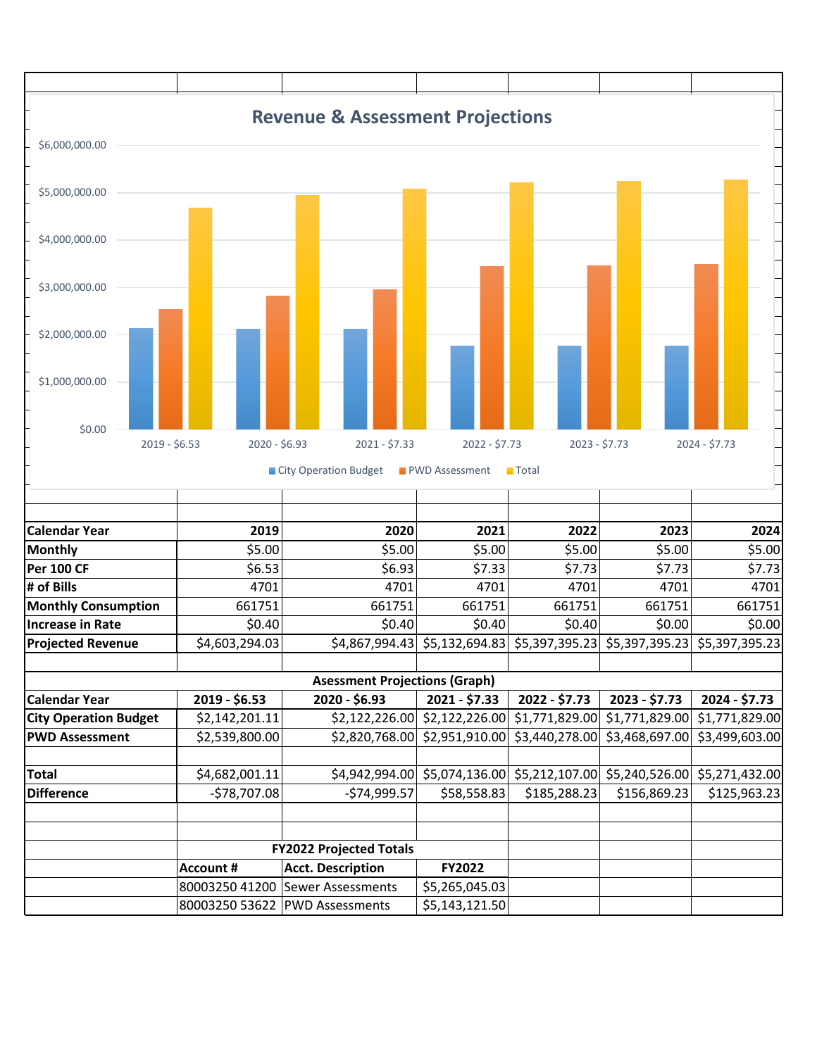## Revenue & Assessment Projections

| Calendar Year | 2019 | 2020 | 2021 | 2022 | 2023 | 2024 |
|---|---|---|---|---|---|---|
| Monthly | $5.00 | $5.00 | $5.00 | $5.00 | $5.00 | $5.00 |
| Per 100 CF | $6.53 | $6.93 | $7.33 | $7.73 | $7.73 | $7.73 |
| # of Bills | 4701 | 4701 | 4701 | 4701 | 4701 | 4701 |
| Monthly Consumption | 661751 | 661751 | 661751 | 661751 | 661751 | 661751 |
| Increase in Rate | $0.40 | $0.40 | $0.40 | $0.40 | $0.00 | $0.00 |
| Projected Revenue | $4,603,294.03 | $4,867,994.43 | $5,132,694.83 | $5,397,395.23 | $5,397,395.23 | $5,397,395.23 |

### Asessment Projections (Graph)

| Calendar Year | 2019 - $6.53 | 2020 - $6.93 | 2021 - $7.33 | 2022 - $7.73 | 2023 - $7.73 | 2024 - $7.73 |
|---|---|---|---|---|---|---|
| City Operation Budget | $2,142,201.11 | $2,122,226.00 | $2,122,226.00 | $1,771,829.00 | $1,771,829.00 | $1,771,829.00 |
| PWD Assessment | $2,539,800.00 | $2,820,768.00 | $2,951,910.00 | $3,440,278.00 | $3,468,697.00 | $3,499,603.00 |
| | | | | | | |
| Total | $4,682,001.11 | $4,942,994.00 | $5,074,136.00 | $5,212,107.00 | $5,240,526.00 | $5,271,432.00 |
| Difference | -$78,707.08 | -$74,999.57 | $58,558.83 | $185,288.23 | $156,869.23 | $125,963.23 |

### FY2022 Projected Totals

| Account # | Acct. Description | FY2022 |
|---|---|---|
| 80003250 41200 | Sewer Assessments | $5,265,045.03 |
| 80003250 53622 | PWD Assessments | $5,143,121.50 |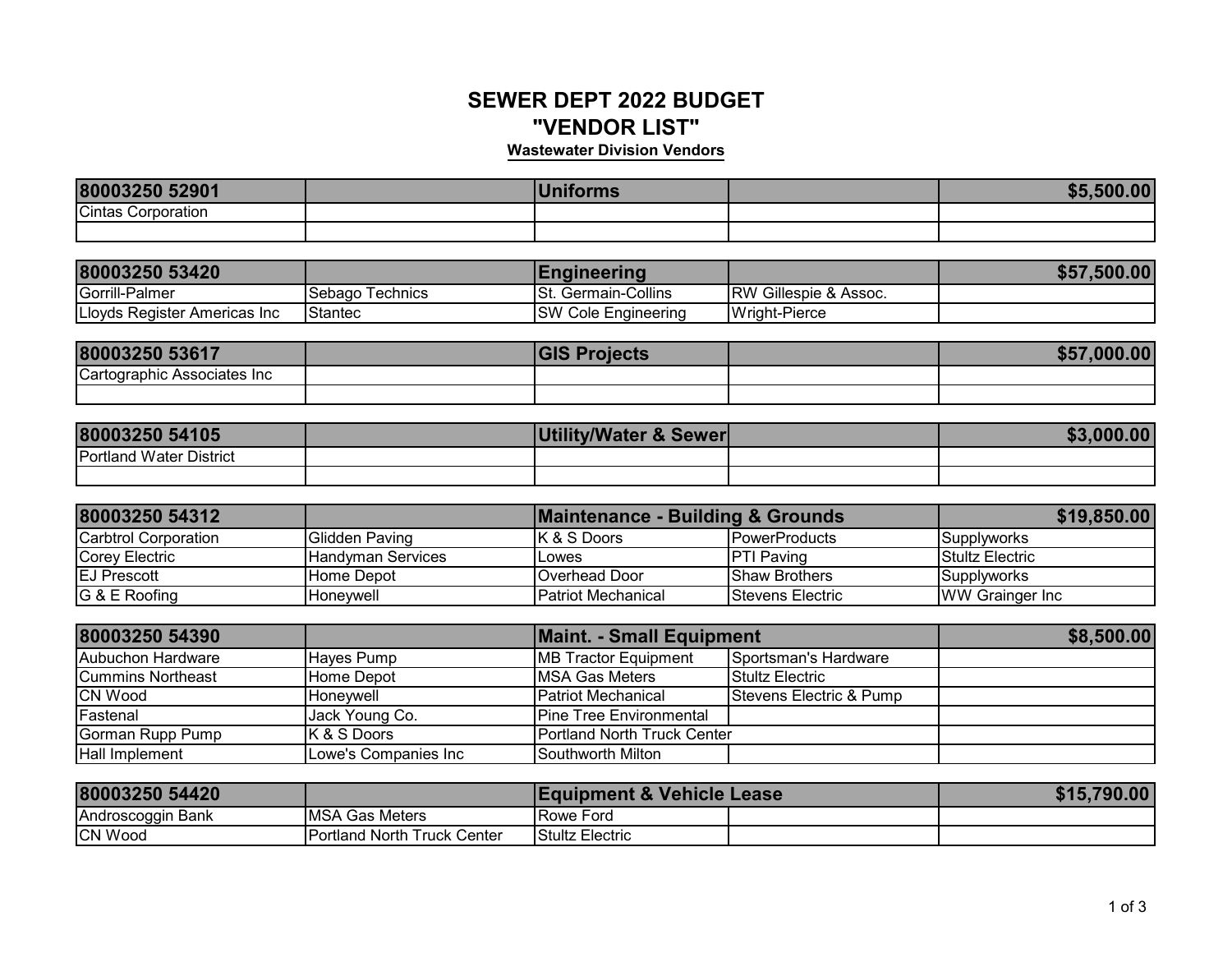# SEWER DEPT 2022 BUDGET

# "VENDOR LIST"

**Wastewater Division Vendors**

| 80003250 52901 | | Uniforms | | $5,500.00 |
|---|---|---|---|---|
| Cintas Corporation | | | | |
| | | | | |

| 80003250 53420 | | Engineering | | $57,500.00 |
|---|---|---|---|---|
| Gorrill-Palmer | Sebago Technics | St. Germain-Collins | RW Gillespie & Assoc. | |
| Lloyds Register Americas Inc | Stantec | SW Cole Engineering | Wright-Pierce | |

| 80003250 53617 | | GIS Projects | | $57,000.00 |
|---|---|---|---|---|
| Cartographic Associates Inc | | | | |
| | | | | |

| 80003250 54105 | | Utility/Water & Sewer | | $3,000.00 |
|---|---|---|---|---|
| Portland Water District | | | | |
| | | | | |

| 80003250 54312 | | Maintenance - Building & Grounds | | $19,850.00 |
|---|---|---|---|---|
| Carbtrol Corporation | Glidden Paving | K & S Doors | PowerProducts | Supplyworks |
| Corey Electric | Handyman Services | Lowes | PTI Paving | Stultz Electric |
| EJ Prescott | Home Depot | Overhead Door | Shaw Brothers | Supplyworks |
| G & E Roofing | Honeywell | Patriot Mechanical | Stevens Electric | WW Grainger Inc |

| 80003250 54390 | | Maint. - Small Equipment | | $8,500.00 |
|---|---|---|---|---|
| Aubuchon Hardware | Hayes Pump | MB Tractor Equipment | Sportsman's Hardware | |
| Cummins Northeast | Home Depot | MSA Gas Meters | Stultz Electric | |
| CN Wood | Honeywell | Patriot Mechanical | Stevens Electric & Pump | |
| Fastenal | Jack Young Co. | Pine Tree Environmental | | |
| Gorman Rupp Pump | K & S Doors | Portland North Truck Center | | |
| Hall Implement | Lowe's Companies Inc | Southworth Milton | | |

| 80003250 54420 | | Equipment & Vehicle Lease | | $15,790.00 |
|---|---|---|---|---|
| Androscoggin Bank | MSA Gas Meters | Rowe Ford | | |
| CN Wood | Portland North Truck Center | Stultz Electric | | |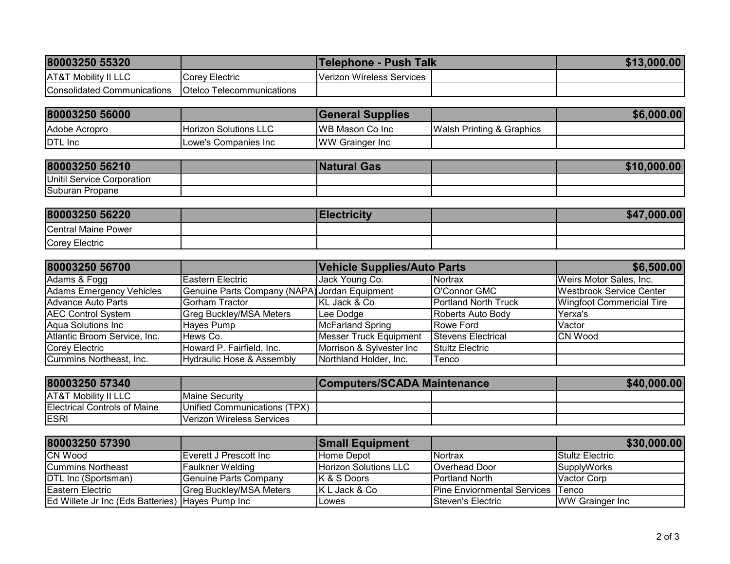| 80003250 55320 | | Telephone - Push Talk | | $13,000.00 |
|---|---|---|---|---|
| AT&T Mobility II LLC | Corey Electric | Verizon Wireless Services | | |
| Consolidated Communications | Otelco Telecommunications | | | |

| 80003250 56000 | | General Supplies | | $6,000.00 |
|---|---|---|---|---|
| Adobe Acropro | Horizon Solutions LLC | WB Mason Co Inc | Walsh Printing & Graphics | |
| DTL Inc | Lowe's Companies Inc | WW Grainger Inc | | |

| 80003250 56210 | | Natural Gas | | $10,000.00 |
|---|---|---|---|---|
| Unitil Service Corporation | | | | |
| Suburan Propane | | | | |

| 80003250 56220 | | Electricity | | $47,000.00 |
|---|---|---|---|---|
| Central Maine Power | | | | |
| Corey Electric | | | | |

| 80003250 56700 | | Vehicle Supplies/Auto Parts | | $6,500.00 |
|---|---|---|---|---|
| Adams & Fogg | Eastern Electric | Jack Young Co. | Nortrax | Weirs Motor Sales, Inc. |
| Adams Emergency Vehicles | Genuine Parts Company (NAPA) | Jordan Equipment | O'Connor GMC | Westbrook Service Center |
| Advance Auto Parts | Gorham Tractor | KL Jack & Co | Portland North Truck | Wingfoot Commericial Tire |
| AEC Control System | Greg Buckley/MSA Meters | Lee Dodge | Roberts Auto Body | Yerxa's |
| Aqua Solutions Inc | Hayes Pump | McFarland Spring | Rowe Ford | Vactor |
| Atlantic Broom Service, Inc. | Hews Co. | Messer Truck Equipment | Stevens Electrical | CN Wood |
| Corey Electric | Howard P. Fairfield, Inc. | Morrison & Sylvester Inc | Stultz Electric | |
| Cummins Northeast, Inc. | Hydraulic Hose & Assembly | Northland Holder, Inc. | Tenco | |

| 80003250 57340 | | Computers/SCADA Maintenance | | $40,000.00 |
|---|---|---|---|---|
| AT&T Mobility II LLC | Maine Security | | | |
| Electrical Controls of Maine | Unified Communications (TPX) | | | |
| ESRI | Verizon Wireless Services | | | |

| 80003250 57390 | | Small Equipment | | $30,000.00 |
|---|---|---|---|---|
| CN Wood | Everett J Prescott Inc | Home Depot | Nortrax | Stultz Electric |
| Cummins Northeast | Faulkner Welding | Horizon Solutions LLC | Overhead Door | SupplyWorks |
| DTL Inc (Sportsman) | Genuine Parts Company | K & S Doors | Portland North | Vactor Corp |
| Eastern Electric | Greg Buckley/MSA Meters | K L Jack & Co | Pine Enviornmental Services | Tenco |
| Ed Willete Jr Inc (Eds Batteries) | Hayes Pump Inc | Lowes | Steven's Electric | WW Grainger Inc |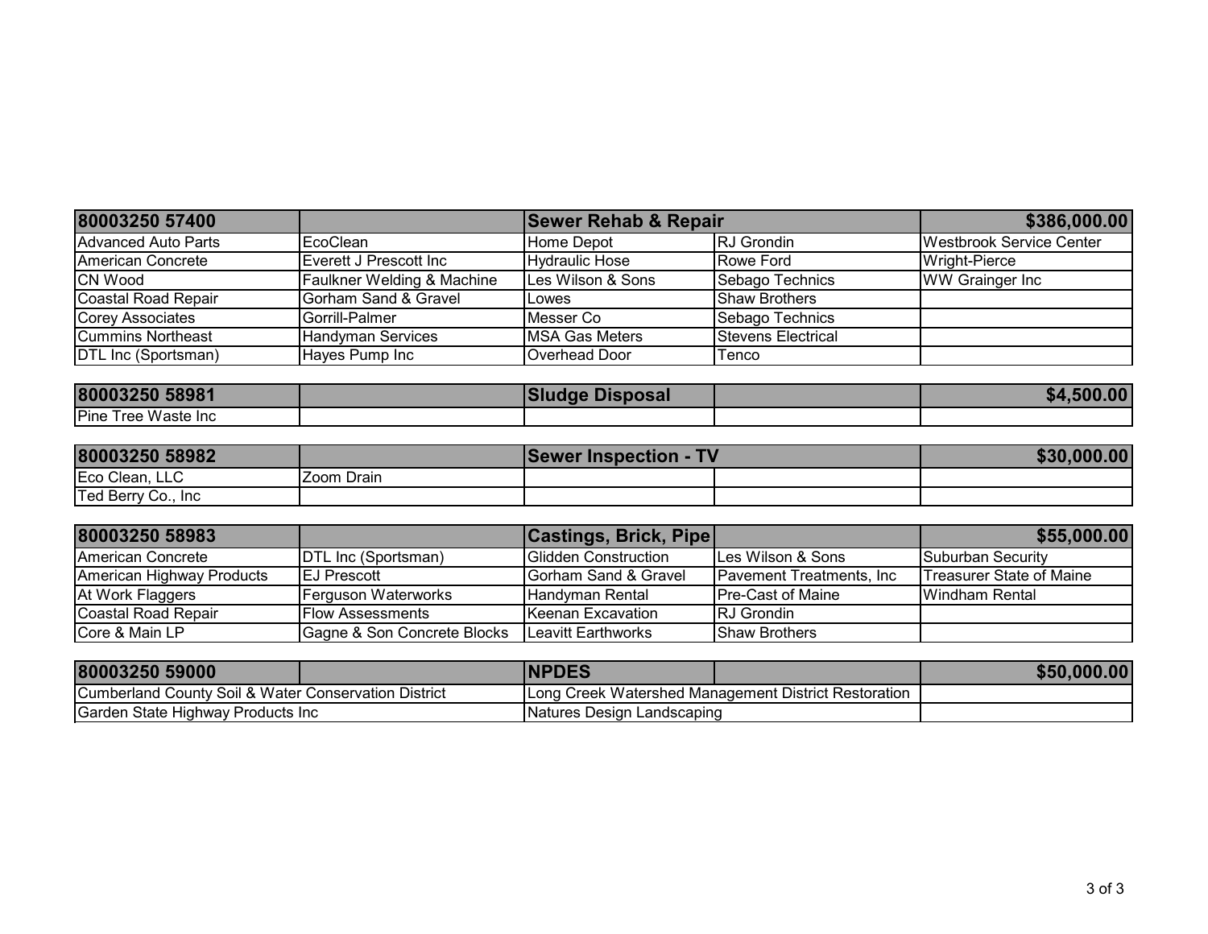| 80003250 57400 | | Sewer Rehab & Repair | | $386,000.00 |
|---|---|---|---|---|
| Advanced Auto Parts | EcoClean | Home Depot | RJ Grondin | Westbrook Service Center |
| American Concrete | Everett J Prescott Inc | Hydraulic Hose | Rowe Ford | Wright-Pierce |
| CN Wood | Faulkner Welding & Machine | Les Wilson & Sons | Sebago Technics | WW Grainger Inc |
| Coastal Road Repair | Gorham Sand & Gravel | Lowes | Shaw Brothers | |
| Corey Associates | Gorrill-Palmer | Messer Co | Sebago Technics | |
| Cummins Northeast | Handyman Services | MSA Gas Meters | Stevens Electrical | |
| DTL Inc (Sportsman) | Hayes Pump Inc | Overhead Door | Tenco | |

| 80003250 58981 | | Sludge Disposal | | $4,500.00 |
|---|---|---|---|---|
| Pine Tree Waste Inc | | | | |

| 80003250 58982 | | Sewer Inspection - TV | | $30,000.00 |
|---|---|---|---|---|
| Eco Clean, LLC | Zoom Drain | | | |
| Ted Berry Co., Inc | | | | |

| 80003250 58983 | | Castings, Brick, Pipe | | $55,000.00 |
|---|---|---|---|---|
| American Concrete | DTL Inc (Sportsman) | Glidden Construction | Les Wilson & Sons | Suburban Security |
| American Highway Products | EJ Prescott | Gorham Sand & Gravel | Pavement Treatments, Inc | Treasurer State of Maine |
| At Work Flaggers | Ferguson Waterworks | Handyman Rental | Pre-Cast of Maine | Windham Rental |
| Coastal Road Repair | Flow Assessments | Keenan Excavation | RJ Grondin | |
| Core & Main LP | Gagne & Son Concrete Blocks | Leavitt Earthworks | Shaw Brothers | |

| 80003250 59000 | | NPDES | | $50,000.00 |
|---|---|---|---|---|
| Cumberland County Soil & Water Conservation District | | Long Creek Watershed Management District Restoration | | |
| Garden State Highway Products Inc | | Natures Design Landscaping | | |